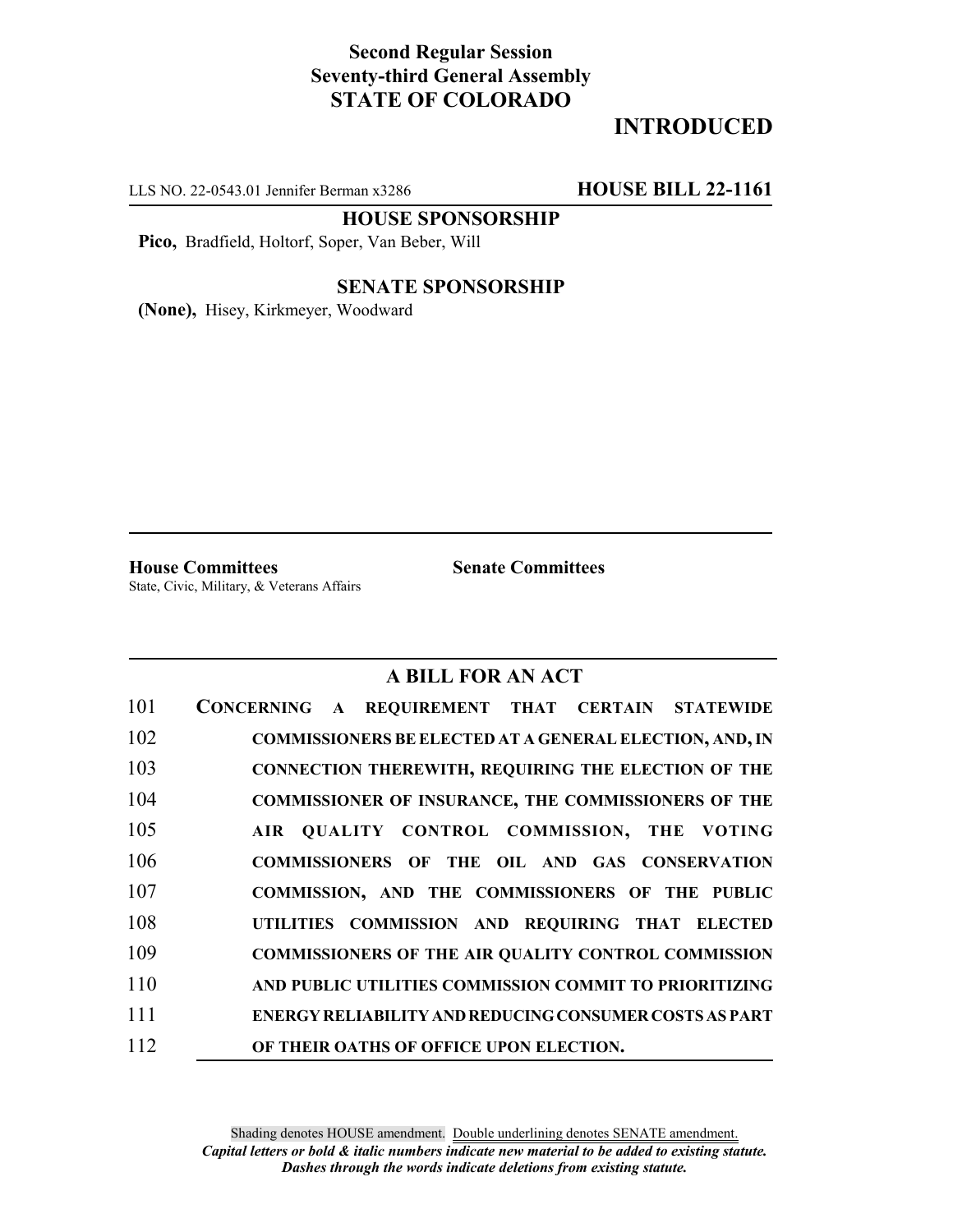**Second Regular Session**
**Seventy-third General Assembly**
**STATE OF COLORADO**

# INTRODUCED

LLS NO. 22-0543.01 Jennifer Berman x3286 **HOUSE BILL 22-1161**

**HOUSE SPONSORSHIP**

**Pico,** Bradfield, Holtorf, Soper, Van Beber, Will

**SENATE SPONSORSHIP**

**(None),** Hisey, Kirkmeyer, Woodward

**House Committees**
State, Civic, Military, & Veterans Affairs

**Senate Committees**

## A BILL FOR AN ACT

101 **CONCERNING A REQUIREMENT THAT CERTAIN STATEWIDE**
102 **COMMISSIONERS BE ELECTED AT A GENERAL ELECTION, AND, IN**
103 **CONNECTION THEREWITH, REQUIRING THE ELECTION OF THE**
104 **COMMISSIONER OF INSURANCE, THE COMMISSIONERS OF THE**
105 **AIR QUALITY CONTROL COMMISSION, THE VOTING**
106 **COMMISSIONERS OF THE OIL AND GAS CONSERVATION**
107 **COMMISSION, AND THE COMMISSIONERS OF THE PUBLIC**
108 **UTILITIES COMMISSION AND REQUIRING THAT ELECTED**
109 **COMMISSIONERS OF THE AIR QUALITY CONTROL COMMISSION**
110 **AND PUBLIC UTILITIES COMMISSION COMMIT TO PRIORITIZING**
111 **ENERGY RELIABILITY AND REDUCING CONSUMER COSTS AS PART**
112 **OF THEIR OATHS OF OFFICE UPON ELECTION.**

Shading denotes HOUSE amendment. Double underlining denotes SENATE amendment.
***Capital letters or bold & italic numbers indicate new material to be added to existing statute.***
***Dashes through the words indicate deletions from existing statute.***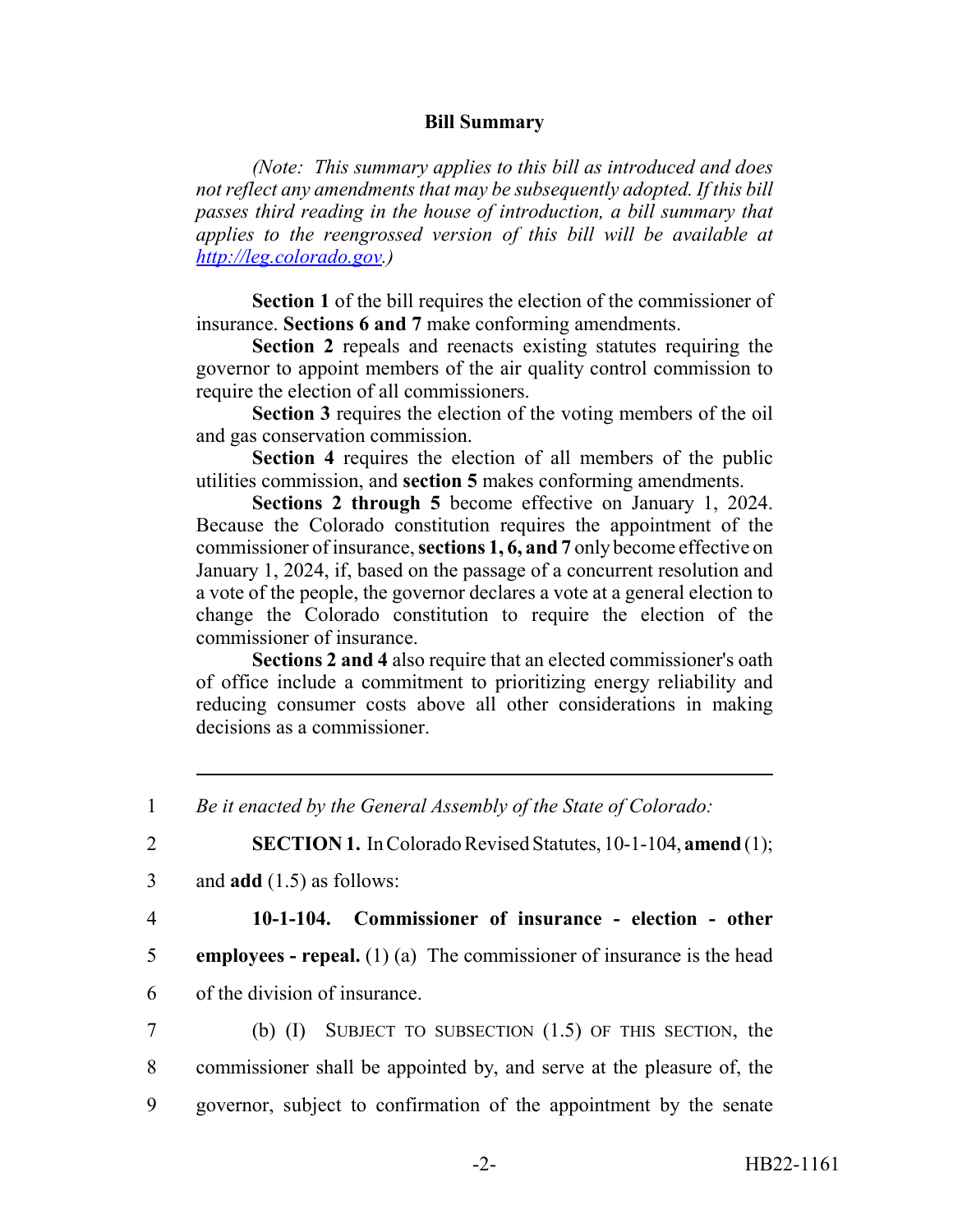## Bill Summary

*(Note: This summary applies to this bill as introduced and does not reflect any amendments that may be subsequently adopted. If this bill passes third reading in the house of introduction, a bill summary that applies to the reengrossed version of this bill will be available at [http://leg.colorado.gov](http://leg.colorado.gov).)*

**Section 1** of the bill requires the election of the commissioner of insurance. **Sections 6 and 7** make conforming amendments.

**Section 2** repeals and reenacts existing statutes requiring the governor to appoint members of the air quality control commission to require the election of all commissioners.

**Section 3** requires the election of the voting members of the oil and gas conservation commission.

**Section 4** requires the election of all members of the public utilities commission, and **section 5** makes conforming amendments.

**Sections 2 through 5** become effective on January 1, 2024. Because the Colorado constitution requires the appointment of the commissioner of insurance, **sections 1, 6, and 7** only become effective on January 1, 2024, if, based on the passage of a concurrent resolution and a vote of the people, the governor declares a vote at a general election to change the Colorado constitution to require the election of the commissioner of insurance.

**Sections 2 and 4** also require that an elected commissioner's oath of office include a commitment to prioritizing energy reliability and reducing consumer costs above all other considerations in making decisions as a commissioner.

---

1 *Be it enacted by the General Assembly of the State of Colorado:*

2 **SECTION 1.** In Colorado Revised Statutes, 10-1-104, **amend** (1);

3 and **add** (1.5) as follows:

4 **10-1-104. Commissioner of insurance - election - other**

5 **employees - repeal.** (1) (a) The commissioner of insurance is the head

6 of the division of insurance.

7 (b) (I) SUBJECT TO SUBSECTION (1.5) OF THIS SECTION, the

8 commissioner shall be appointed by, and serve at the pleasure of, the

9 governor, subject to confirmation of the appointment by the senate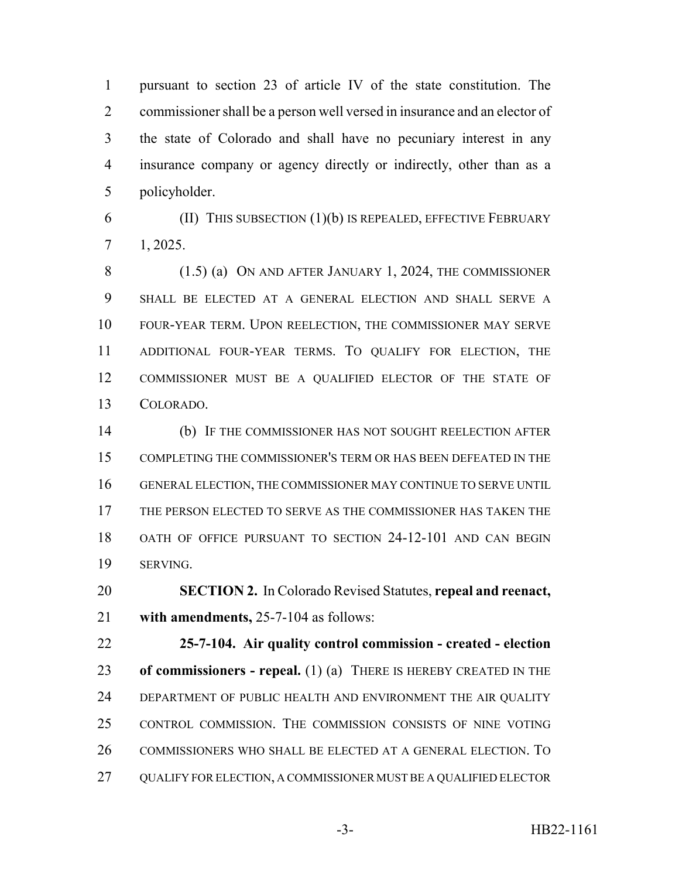pursuant to section 23 of article IV of the state constitution. The commissioner shall be a person well versed in insurance and an elector of the state of Colorado and shall have no pecuniary interest in any insurance company or agency directly or indirectly, other than as a policyholder.

(II) THIS SUBSECTION (1)(b) IS REPEALED, EFFECTIVE FEBRUARY 1, 2025.

(1.5) (a) ON AND AFTER JANUARY 1, 2024, THE COMMISSIONER SHALL BE ELECTED AT A GENERAL ELECTION AND SHALL SERVE A FOUR-YEAR TERM. UPON REELECTION, THE COMMISSIONER MAY SERVE ADDITIONAL FOUR-YEAR TERMS. TO QUALIFY FOR ELECTION, THE COMMISSIONER MUST BE A QUALIFIED ELECTOR OF THE STATE OF COLORADO.

(b) IF THE COMMISSIONER HAS NOT SOUGHT REELECTION AFTER COMPLETING THE COMMISSIONER'S TERM OR HAS BEEN DEFEATED IN THE GENERAL ELECTION, THE COMMISSIONER MAY CONTINUE TO SERVE UNTIL THE PERSON ELECTED TO SERVE AS THE COMMISSIONER HAS TAKEN THE OATH OF OFFICE PURSUANT TO SECTION 24-12-101 AND CAN BEGIN SERVING.

**SECTION 2.** In Colorado Revised Statutes, **repeal and reenact, with amendments,** 25-7-104 as follows:

**25-7-104. Air quality control commission - created - election of commissioners - repeal.** (1) (a) THERE IS HEREBY CREATED IN THE DEPARTMENT OF PUBLIC HEALTH AND ENVIRONMENT THE AIR QUALITY CONTROL COMMISSION. THE COMMISSION CONSISTS OF NINE VOTING COMMISSIONERS WHO SHALL BE ELECTED AT A GENERAL ELECTION. TO QUALIFY FOR ELECTION, A COMMISSIONER MUST BE A QUALIFIED ELECTOR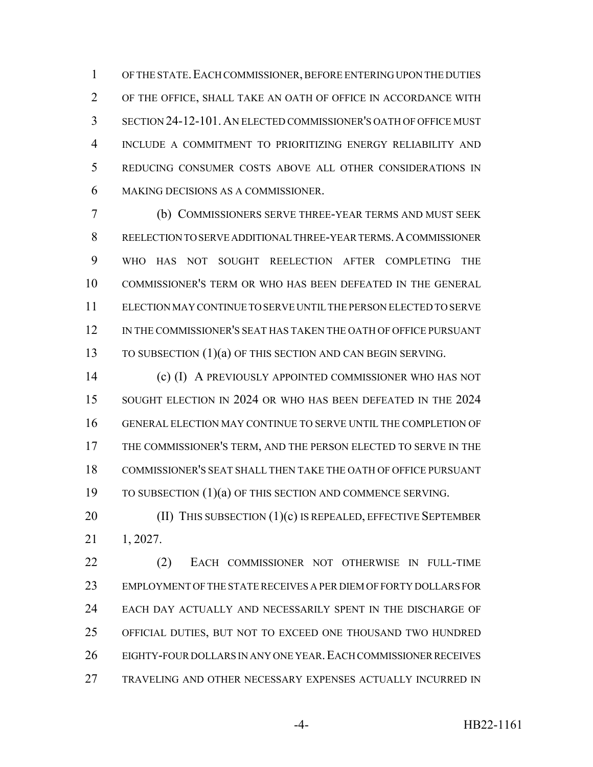OF THE STATE. EACH COMMISSIONER, BEFORE ENTERING UPON THE DUTIES OF THE OFFICE, SHALL TAKE AN OATH OF OFFICE IN ACCORDANCE WITH SECTION 24-12-101. AN ELECTED COMMISSIONER'S OATH OF OFFICE MUST INCLUDE A COMMITMENT TO PRIORITIZING ENERGY RELIABILITY AND REDUCING CONSUMER COSTS ABOVE ALL OTHER CONSIDERATIONS IN MAKING DECISIONS AS A COMMISSIONER.

(b) COMMISSIONERS SERVE THREE-YEAR TERMS AND MUST SEEK REELECTION TO SERVE ADDITIONAL THREE-YEAR TERMS. A COMMISSIONER WHO HAS NOT SOUGHT REELECTION AFTER COMPLETING THE COMMISSIONER'S TERM OR WHO HAS BEEN DEFEATED IN THE GENERAL ELECTION MAY CONTINUE TO SERVE UNTIL THE PERSON ELECTED TO SERVE IN THE COMMISSIONER'S SEAT HAS TAKEN THE OATH OF OFFICE PURSUANT TO SUBSECTION (1)(a) OF THIS SECTION AND CAN BEGIN SERVING.

(c) (I) A PREVIOUSLY APPOINTED COMMISSIONER WHO HAS NOT SOUGHT ELECTION IN 2024 OR WHO HAS BEEN DEFEATED IN THE 2024 GENERAL ELECTION MAY CONTINUE TO SERVE UNTIL THE COMPLETION OF THE COMMISSIONER'S TERM, AND THE PERSON ELECTED TO SERVE IN THE COMMISSIONER'S SEAT SHALL THEN TAKE THE OATH OF OFFICE PURSUANT TO SUBSECTION (1)(a) OF THIS SECTION AND COMMENCE SERVING.

(II) THIS SUBSECTION (1)(c) IS REPEALED, EFFECTIVE SEPTEMBER 1, 2027.

(2) EACH COMMISSIONER NOT OTHERWISE IN FULL-TIME EMPLOYMENT OF THE STATE RECEIVES A PER DIEM OF FORTY DOLLARS FOR EACH DAY ACTUALLY AND NECESSARILY SPENT IN THE DISCHARGE OF OFFICIAL DUTIES, BUT NOT TO EXCEED ONE THOUSAND TWO HUNDRED EIGHTY-FOUR DOLLARS IN ANY ONE YEAR. EACH COMMISSIONER RECEIVES TRAVELING AND OTHER NECESSARY EXPENSES ACTUALLY INCURRED IN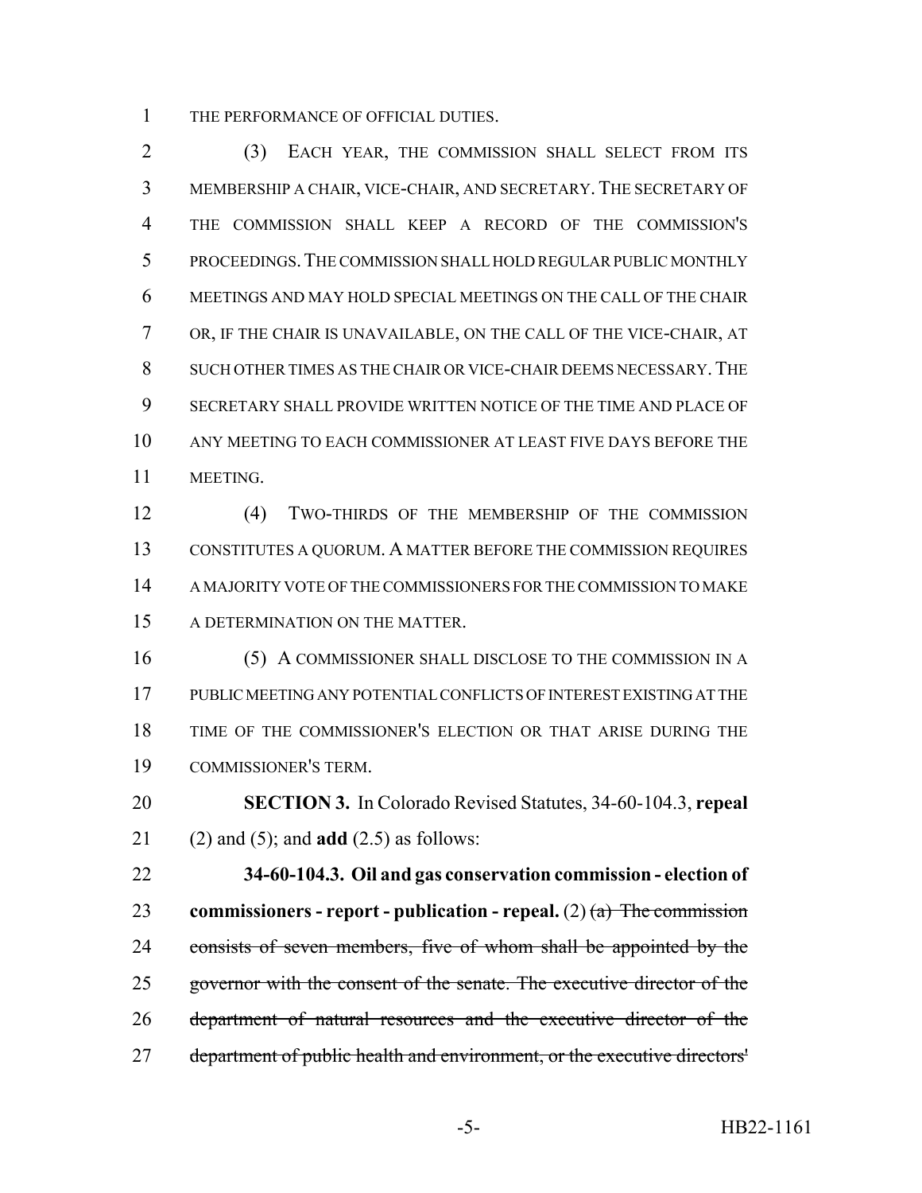THE PERFORMANCE OF OFFICIAL DUTIES.

(3) EACH YEAR, THE COMMISSION SHALL SELECT FROM ITS MEMBERSHIP A CHAIR, VICE-CHAIR, AND SECRETARY. THE SECRETARY OF THE COMMISSION SHALL KEEP A RECORD OF THE COMMISSION'S PROCEEDINGS. THE COMMISSION SHALL HOLD REGULAR PUBLIC MONTHLY MEETINGS AND MAY HOLD SPECIAL MEETINGS ON THE CALL OF THE CHAIR OR, IF THE CHAIR IS UNAVAILABLE, ON THE CALL OF THE VICE-CHAIR, AT SUCH OTHER TIMES AS THE CHAIR OR VICE-CHAIR DEEMS NECESSARY. THE SECRETARY SHALL PROVIDE WRITTEN NOTICE OF THE TIME AND PLACE OF ANY MEETING TO EACH COMMISSIONER AT LEAST FIVE DAYS BEFORE THE MEETING.

(4) TWO-THIRDS OF THE MEMBERSHIP OF THE COMMISSION CONSTITUTES A QUORUM. A MATTER BEFORE THE COMMISSION REQUIRES A MAJORITY VOTE OF THE COMMISSIONERS FOR THE COMMISSION TO MAKE A DETERMINATION ON THE MATTER.

(5) A COMMISSIONER SHALL DISCLOSE TO THE COMMISSION IN A PUBLIC MEETING ANY POTENTIAL CONFLICTS OF INTEREST EXISTING AT THE TIME OF THE COMMISSIONER'S ELECTION OR THAT ARISE DURING THE COMMISSIONER'S TERM.

**SECTION 3.** In Colorado Revised Statutes, 34-60-104.3, **repeal** (2) and (5); and **add** (2.5) as follows:

**34-60-104.3. Oil and gas conservation commission - election of commissioners - report - publication - repeal.** (2) ~~(a) The commission consists of seven members, five of whom shall be appointed by the governor with the consent of the senate. The executive director of the department of natural resources and the executive director of the department of public health and environment, or the executive directors'~~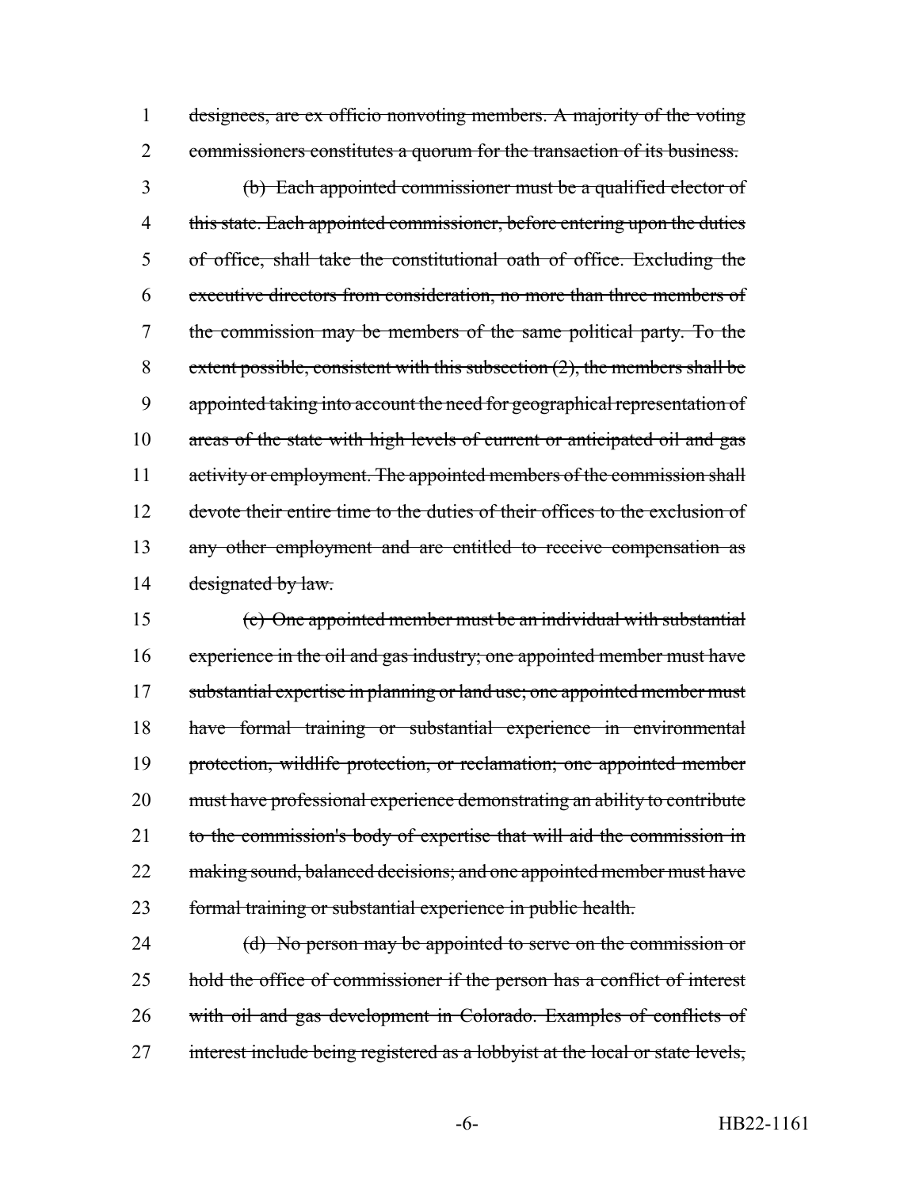~~designees, are ex officio nonvoting members. A majority of the voting commissioners constitutes a quorum for the transaction of its business.~~

~~(b) Each appointed commissioner must be a qualified elector of this state. Each appointed commissioner, before entering upon the duties of office, shall take the constitutional oath of office. Excluding the executive directors from consideration, no more than three members of the commission may be members of the same political party. To the extent possible, consistent with this subsection (2), the members shall be appointed taking into account the need for geographical representation of areas of the state with high levels of current or anticipated oil and gas activity or employment. The appointed members of the commission shall devote their entire time to the duties of their offices to the exclusion of any other employment and are entitled to receive compensation as designated by law.~~

~~(c) One appointed member must be an individual with substantial experience in the oil and gas industry; one appointed member must have substantial expertise in planning or land use; one appointed member must have formal training or substantial experience in environmental protection, wildlife protection, or reclamation; one appointed member must have professional experience demonstrating an ability to contribute to the commission's body of expertise that will aid the commission in making sound, balanced decisions; and one appointed member must have formal training or substantial experience in public health.~~

~~(d) No person may be appointed to serve on the commission or hold the office of commissioner if the person has a conflict of interest with oil and gas development in Colorado. Examples of conflicts of interest include being registered as a lobbyist at the local or state levels,~~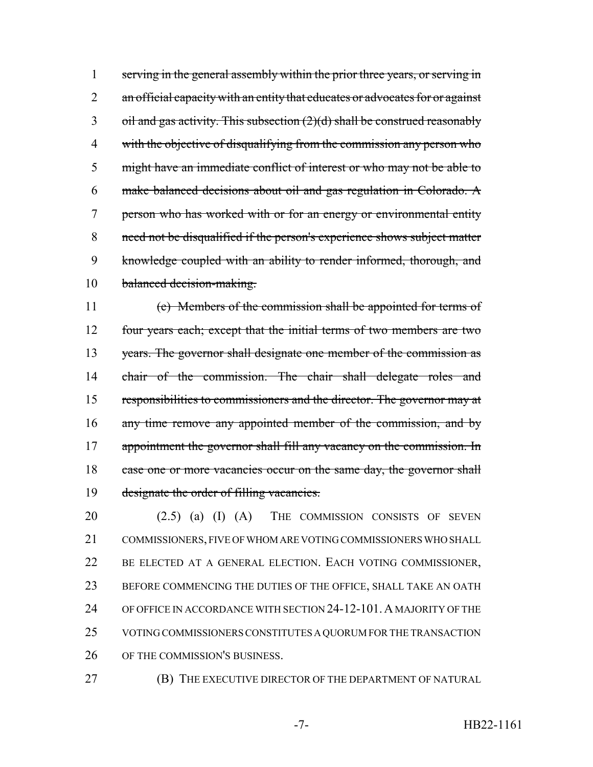~~serving in the general assembly within the prior three years, or serving in an official capacity with an entity that educates or advocates for or against oil and gas activity. This subsection (2)(d) shall be construed reasonably with the objective of disqualifying from the commission any person who might have an immediate conflict of interest or who may not be able to make balanced decisions about oil and gas regulation in Colorado. A person who has worked with or for an energy or environmental entity need not be disqualified if the person's experience shows subject matter knowledge coupled with an ability to render informed, thorough, and balanced decision-making.~~

~~(e) Members of the commission shall be appointed for terms of four years each; except that the initial terms of two members are two years. The governor shall designate one member of the commission as chair of the commission. The chair shall delegate roles and responsibilities to commissioners and the director. The governor may at any time remove any appointed member of the commission, and by appointment the governor shall fill any vacancy on the commission. In case one or more vacancies occur on the same day, the governor shall designate the order of filling vacancies.~~

(2.5) (a) (I) (A) THE COMMISSION CONSISTS OF SEVEN COMMISSIONERS, FIVE OF WHOM ARE VOTING COMMISSIONERS WHO SHALL BE ELECTED AT A GENERAL ELECTION. EACH VOTING COMMISSIONER, BEFORE COMMENCING THE DUTIES OF THE OFFICE, SHALL TAKE AN OATH OF OFFICE IN ACCORDANCE WITH SECTION 24-12-101. A MAJORITY OF THE VOTING COMMISSIONERS CONSTITUTES A QUORUM FOR THE TRANSACTION OF THE COMMISSION'S BUSINESS.

(B) THE EXECUTIVE DIRECTOR OF THE DEPARTMENT OF NATURAL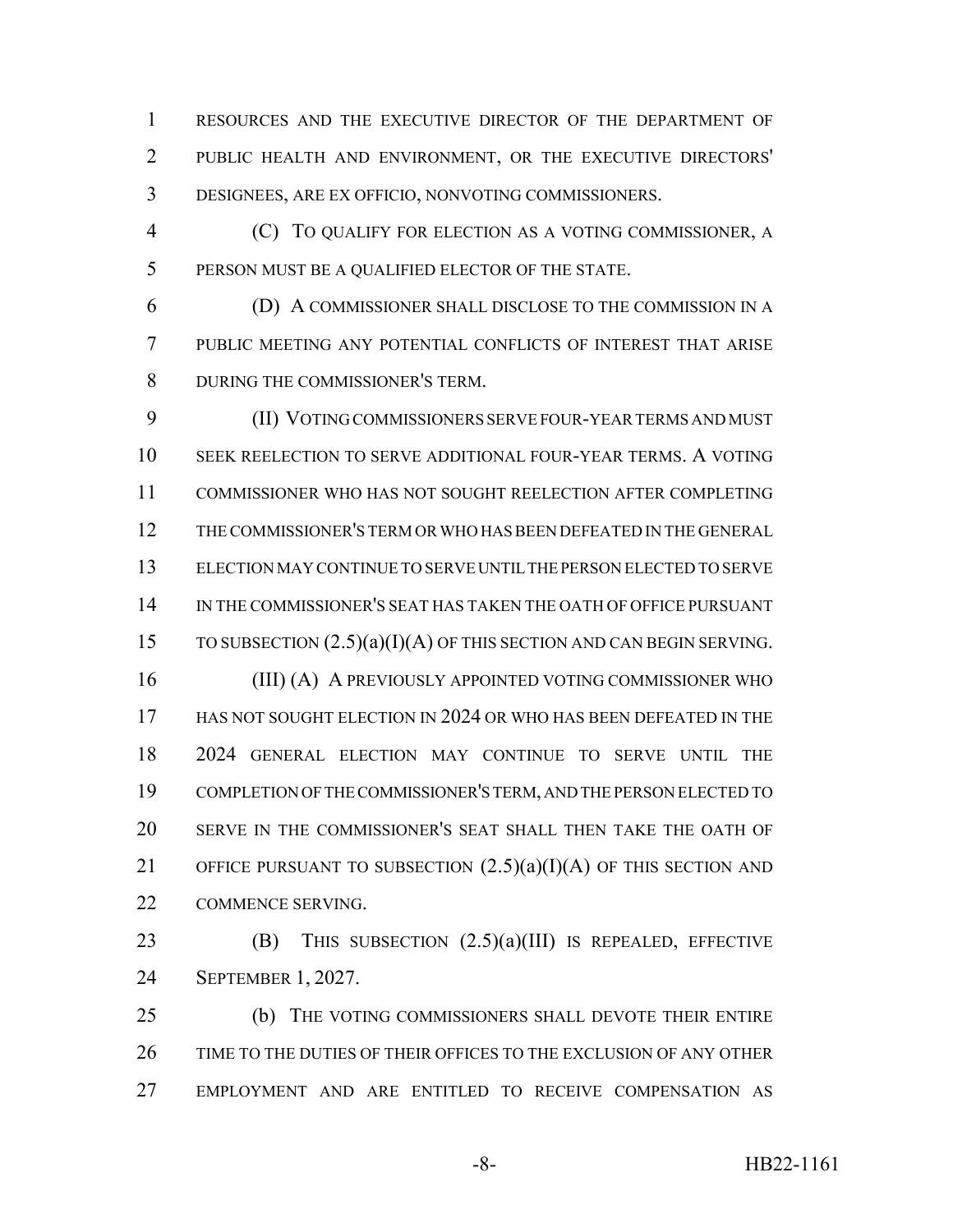RESOURCES AND THE EXECUTIVE DIRECTOR OF THE DEPARTMENT OF PUBLIC HEALTH AND ENVIRONMENT, OR THE EXECUTIVE DIRECTORS' DESIGNEES, ARE EX OFFICIO, NONVOTING COMMISSIONERS.

(C) TO QUALIFY FOR ELECTION AS A VOTING COMMISSIONER, A PERSON MUST BE A QUALIFIED ELECTOR OF THE STATE.

(D) A COMMISSIONER SHALL DISCLOSE TO THE COMMISSION IN A PUBLIC MEETING ANY POTENTIAL CONFLICTS OF INTEREST THAT ARISE DURING THE COMMISSIONER'S TERM.

(II) VOTING COMMISSIONERS SERVE FOUR-YEAR TERMS AND MUST SEEK REELECTION TO SERVE ADDITIONAL FOUR-YEAR TERMS. A VOTING COMMISSIONER WHO HAS NOT SOUGHT REELECTION AFTER COMPLETING THE COMMISSIONER'S TERM OR WHO HAS BEEN DEFEATED IN THE GENERAL ELECTION MAY CONTINUE TO SERVE UNTIL THE PERSON ELECTED TO SERVE IN THE COMMISSIONER'S SEAT HAS TAKEN THE OATH OF OFFICE PURSUANT TO SUBSECTION (2.5)(a)(I)(A) OF THIS SECTION AND CAN BEGIN SERVING.

(III) (A) A PREVIOUSLY APPOINTED VOTING COMMISSIONER WHO HAS NOT SOUGHT ELECTION IN 2024 OR WHO HAS BEEN DEFEATED IN THE 2024 GENERAL ELECTION MAY CONTINUE TO SERVE UNTIL THE COMPLETION OF THE COMMISSIONER'S TERM, AND THE PERSON ELECTED TO SERVE IN THE COMMISSIONER'S SEAT SHALL THEN TAKE THE OATH OF OFFICE PURSUANT TO SUBSECTION (2.5)(a)(I)(A) OF THIS SECTION AND COMMENCE SERVING.

(B) THIS SUBSECTION (2.5)(a)(III) IS REPEALED, EFFECTIVE SEPTEMBER 1, 2027.

(b) THE VOTING COMMISSIONERS SHALL DEVOTE THEIR ENTIRE TIME TO THE DUTIES OF THEIR OFFICES TO THE EXCLUSION OF ANY OTHER EMPLOYMENT AND ARE ENTITLED TO RECEIVE COMPENSATION AS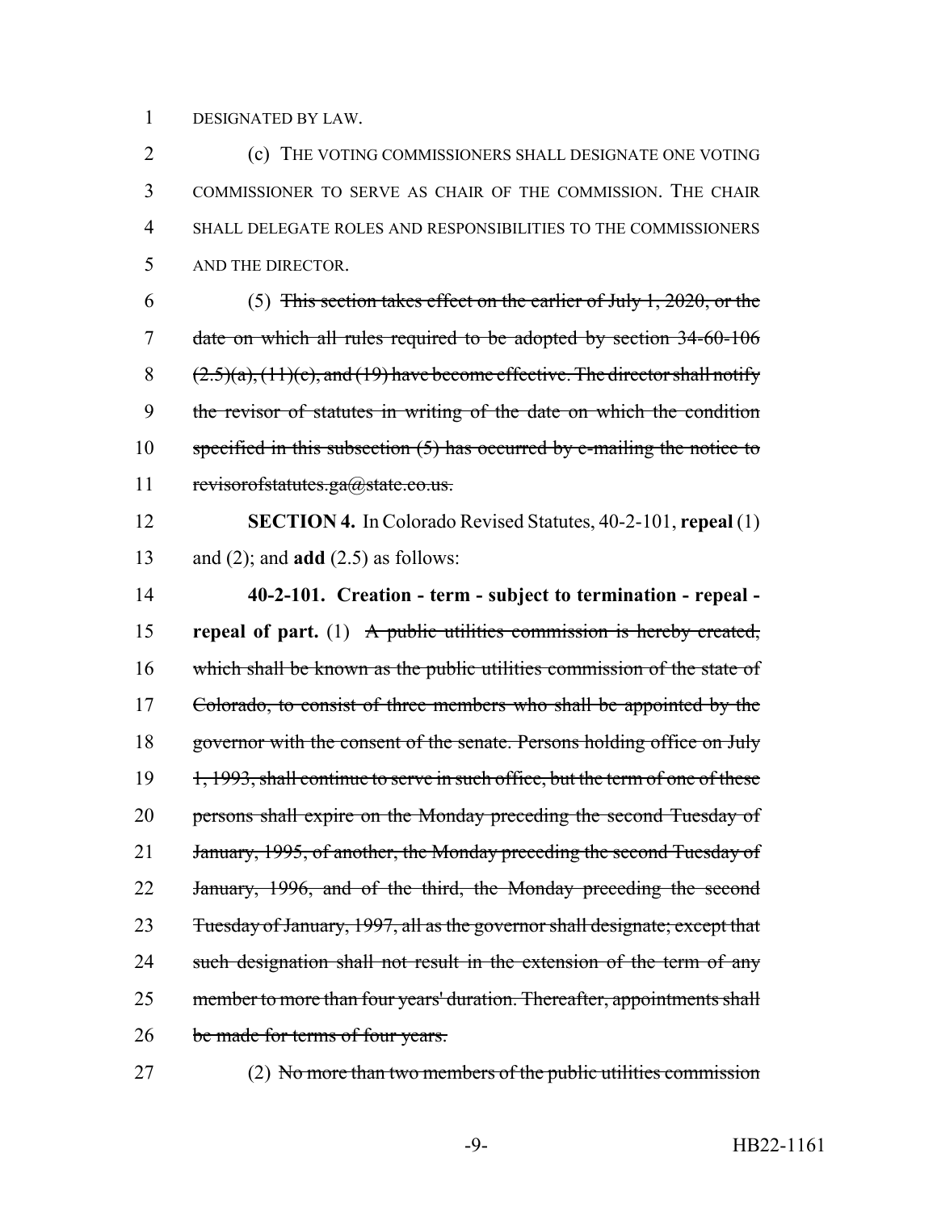DESIGNATED BY LAW.

(c) THE VOTING COMMISSIONERS SHALL DESIGNATE ONE VOTING COMMISSIONER TO SERVE AS CHAIR OF THE COMMISSION. THE CHAIR SHALL DELEGATE ROLES AND RESPONSIBILITIES TO THE COMMISSIONERS AND THE DIRECTOR.

(5) ~~This section takes effect on the earlier of July 1, 2020, or the date on which all rules required to be adopted by section 34-60-106 (2.5)(a), (11)(c), and (19) have become effective. The director shall notify the revisor of statutes in writing of the date on which the condition specified in this subsection (5) has occurred by e-mailing the notice to revisorofstatutes.ga@state.co.us.~~

**SECTION 4.** In Colorado Revised Statutes, 40-2-101, **repeal** (1) and (2); and **add** (2.5) as follows:

**40-2-101. Creation - term - subject to termination - repeal - repeal of part.** (1) ~~A public utilities commission is hereby created, which shall be known as the public utilities commission of the state of Colorado, to consist of three members who shall be appointed by the governor with the consent of the senate. Persons holding office on July 1, 1993, shall continue to serve in such office, but the term of one of these persons shall expire on the Monday preceding the second Tuesday of January, 1995, of another, the Monday preceding the second Tuesday of January, 1996, and of the third, the Monday preceding the second Tuesday of January, 1997, all as the governor shall designate; except that such designation shall not result in the extension of the term of any member to more than four years' duration. Thereafter, appointments shall be made for terms of four years.~~

(2) ~~No more than two members of the public utilities commission~~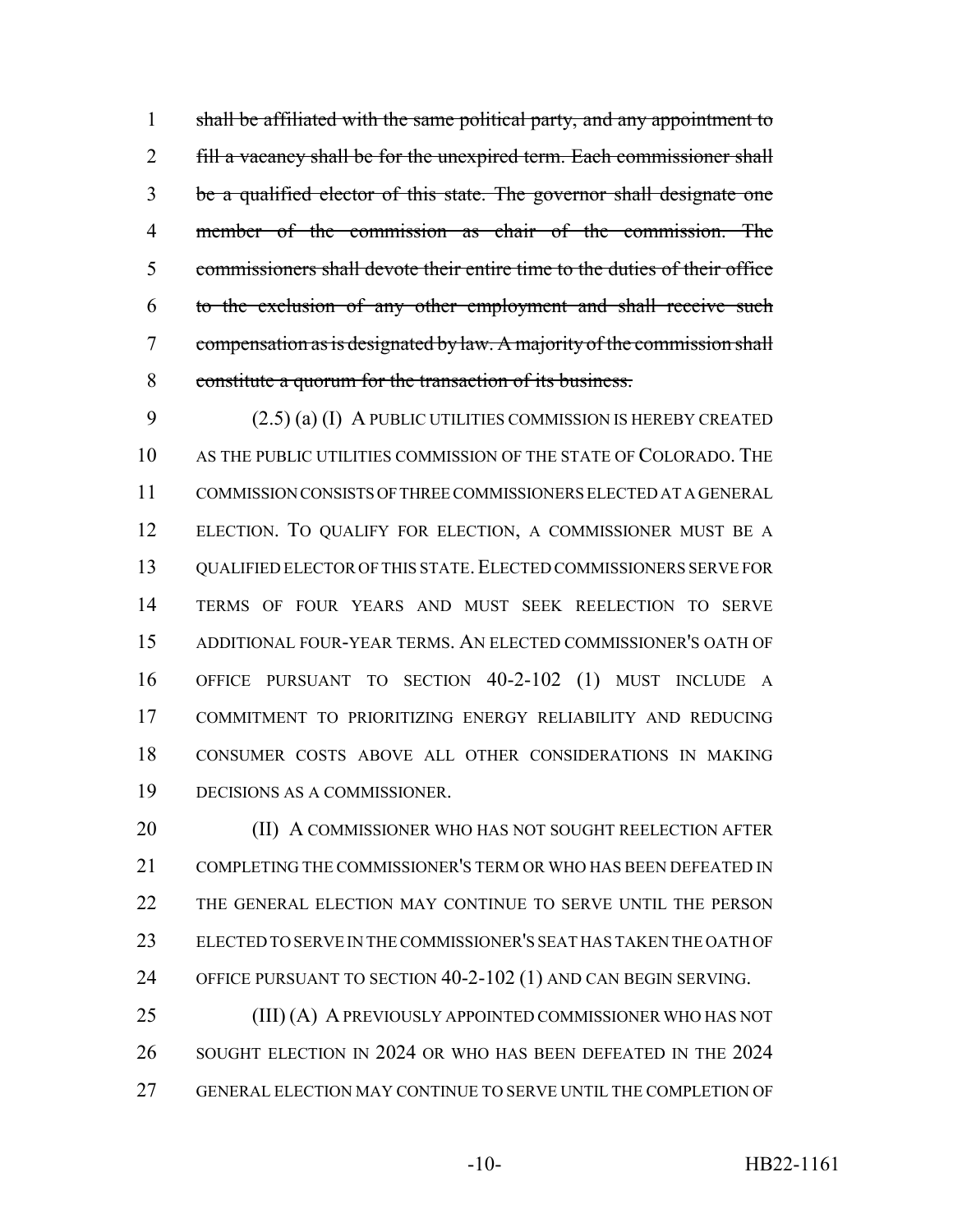~~shall be affiliated with the same political party, and any appointment to fill a vacancy shall be for the unexpired term. Each commissioner shall be a qualified elector of this state. The governor shall designate one member of the commission as chair of the commission. The commissioners shall devote their entire time to the duties of their office to the exclusion of any other employment and shall receive such compensation as is designated by law. A majority of the commission shall constitute a quorum for the transaction of its business.~~

(2.5) (a) (I) A PUBLIC UTILITIES COMMISSION IS HEREBY CREATED AS THE PUBLIC UTILITIES COMMISSION OF THE STATE OF COLORADO. THE COMMISSION CONSISTS OF THREE COMMISSIONERS ELECTED AT A GENERAL ELECTION. TO QUALIFY FOR ELECTION, A COMMISSIONER MUST BE A QUALIFIED ELECTOR OF THIS STATE. ELECTED COMMISSIONERS SERVE FOR TERMS OF FOUR YEARS AND MUST SEEK REELECTION TO SERVE ADDITIONAL FOUR-YEAR TERMS. AN ELECTED COMMISSIONER'S OATH OF OFFICE PURSUANT TO SECTION 40-2-102 (1) MUST INCLUDE A COMMITMENT TO PRIORITIZING ENERGY RELIABILITY AND REDUCING CONSUMER COSTS ABOVE ALL OTHER CONSIDERATIONS IN MAKING DECISIONS AS A COMMISSIONER.

(II) A COMMISSIONER WHO HAS NOT SOUGHT REELECTION AFTER COMPLETING THE COMMISSIONER'S TERM OR WHO HAS BEEN DEFEATED IN THE GENERAL ELECTION MAY CONTINUE TO SERVE UNTIL THE PERSON ELECTED TO SERVE IN THE COMMISSIONER'S SEAT HAS TAKEN THE OATH OF OFFICE PURSUANT TO SECTION 40-2-102 (1) AND CAN BEGIN SERVING.

(III) (A) A PREVIOUSLY APPOINTED COMMISSIONER WHO HAS NOT SOUGHT ELECTION IN 2024 OR WHO HAS BEEN DEFEATED IN THE 2024 GENERAL ELECTION MAY CONTINUE TO SERVE UNTIL THE COMPLETION OF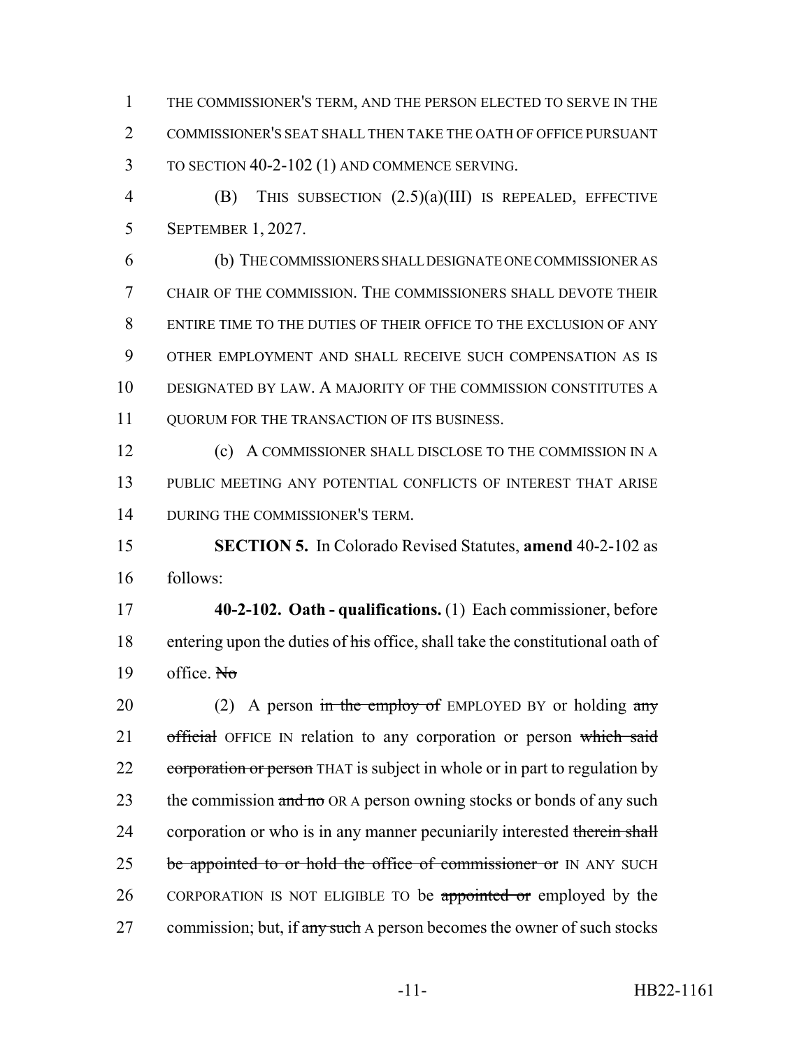THE COMMISSIONER'S TERM, AND THE PERSON ELECTED TO SERVE IN THE COMMISSIONER'S SEAT SHALL THEN TAKE THE OATH OF OFFICE PURSUANT TO SECTION 40-2-102 (1) AND COMMENCE SERVING.

(B) THIS SUBSECTION (2.5)(a)(III) IS REPEALED, EFFECTIVE SEPTEMBER 1, 2027.

(b) THE COMMISSIONERS SHALL DESIGNATE ONE COMMISSIONER AS CHAIR OF THE COMMISSION. THE COMMISSIONERS SHALL DEVOTE THEIR ENTIRE TIME TO THE DUTIES OF THEIR OFFICE TO THE EXCLUSION OF ANY OTHER EMPLOYMENT AND SHALL RECEIVE SUCH COMPENSATION AS IS DESIGNATED BY LAW. A MAJORITY OF THE COMMISSION CONSTITUTES A QUORUM FOR THE TRANSACTION OF ITS BUSINESS.

(c) A COMMISSIONER SHALL DISCLOSE TO THE COMMISSION IN A PUBLIC MEETING ANY POTENTIAL CONFLICTS OF INTEREST THAT ARISE DURING THE COMMISSIONER'S TERM.

**SECTION 5.** In Colorado Revised Statutes, **amend** 40-2-102 as follows:

**40-2-102. Oath - qualifications.** (1) Each commissioner, before entering upon the duties of ~~his~~ office, shall take the constitutional oath of office. ~~No~~

(2) A person ~~in the employ of~~ EMPLOYED BY or holding ~~any official~~ OFFICE IN relation to any corporation or person ~~which said corporation or person~~ THAT is subject in whole or in part to regulation by the commission ~~and no~~ OR A person owning stocks or bonds of any such corporation or who is in any manner pecuniarily interested ~~therein shall be appointed to or hold the office of commissioner or~~ IN ANY SUCH CORPORATION IS NOT ELIGIBLE TO be ~~appointed or~~ employed by the commission; but, if ~~any such~~ A person becomes the owner of such stocks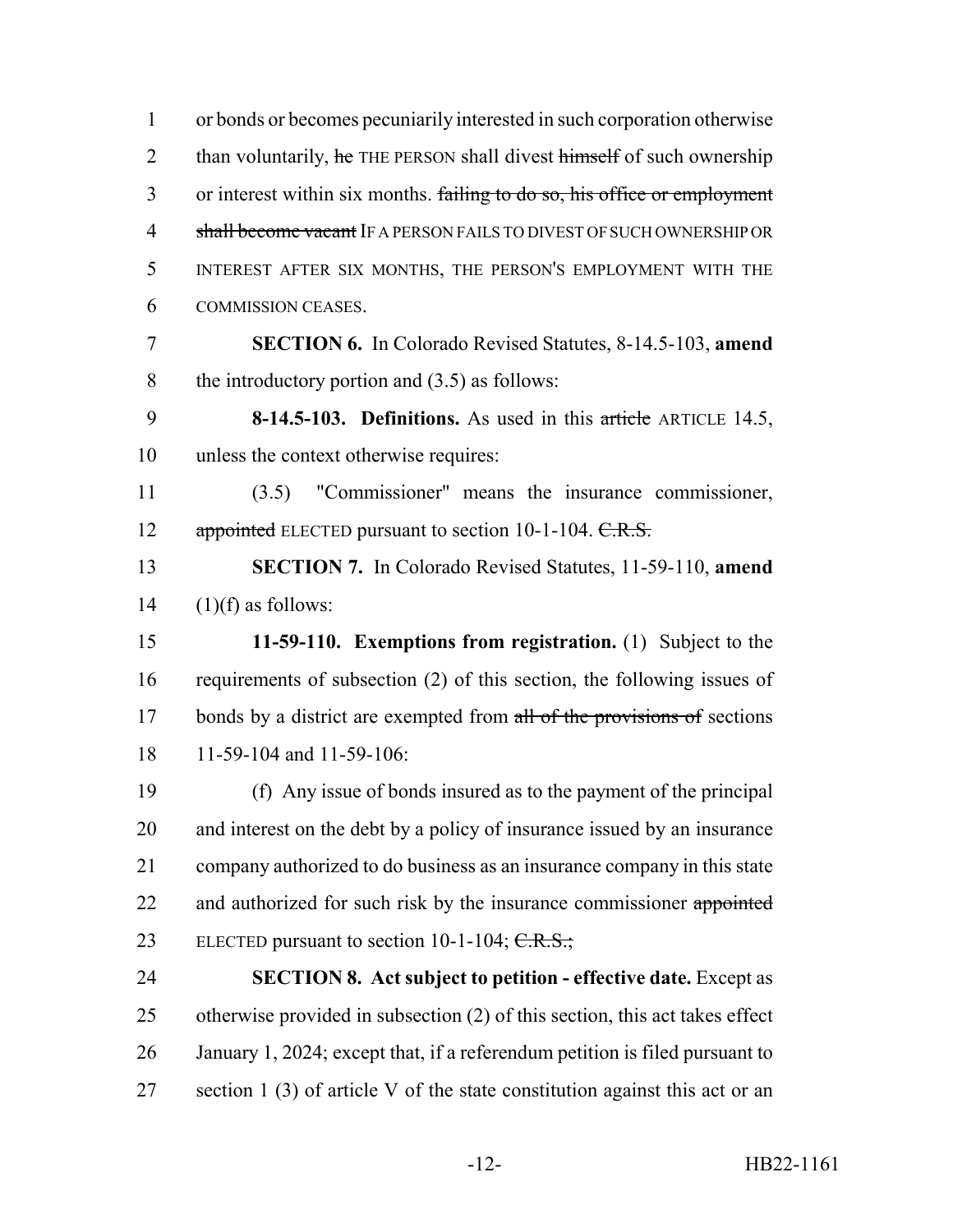or bonds or becomes pecuniarily interested in such corporation otherwise than voluntarily, ~~he~~ THE PERSON shall divest ~~himself~~ of such ownership or interest within six months. ~~failing to do so, his office or employment shall become vacant~~ IF A PERSON FAILS TO DIVEST OF SUCH OWNERSHIP OR INTEREST AFTER SIX MONTHS, THE PERSON'S EMPLOYMENT WITH THE COMMISSION CEASES.

**SECTION 6.** In Colorado Revised Statutes, 8-14.5-103, **amend** the introductory portion and (3.5) as follows:

**8-14.5-103. Definitions.** As used in this ~~article~~ ARTICLE 14.5, unless the context otherwise requires:

(3.5) "Commissioner" means the insurance commissioner, ~~appointed~~ ELECTED pursuant to section 10-1-104. ~~C.R.S.~~

**SECTION 7.** In Colorado Revised Statutes, 11-59-110, **amend** (1)(f) as follows:

**11-59-110. Exemptions from registration.** (1) Subject to the requirements of subsection (2) of this section, the following issues of bonds by a district are exempted from ~~all of the provisions of~~ sections 11-59-104 and 11-59-106:

(f) Any issue of bonds insured as to the payment of the principal and interest on the debt by a policy of insurance issued by an insurance company authorized to do business as an insurance company in this state and authorized for such risk by the insurance commissioner ~~appointed~~ ELECTED pursuant to section 10-1-104; ~~C.R.S.;~~

**SECTION 8. Act subject to petition - effective date.** Except as otherwise provided in subsection (2) of this section, this act takes effect January 1, 2024; except that, if a referendum petition is filed pursuant to section 1 (3) of article V of the state constitution against this act or an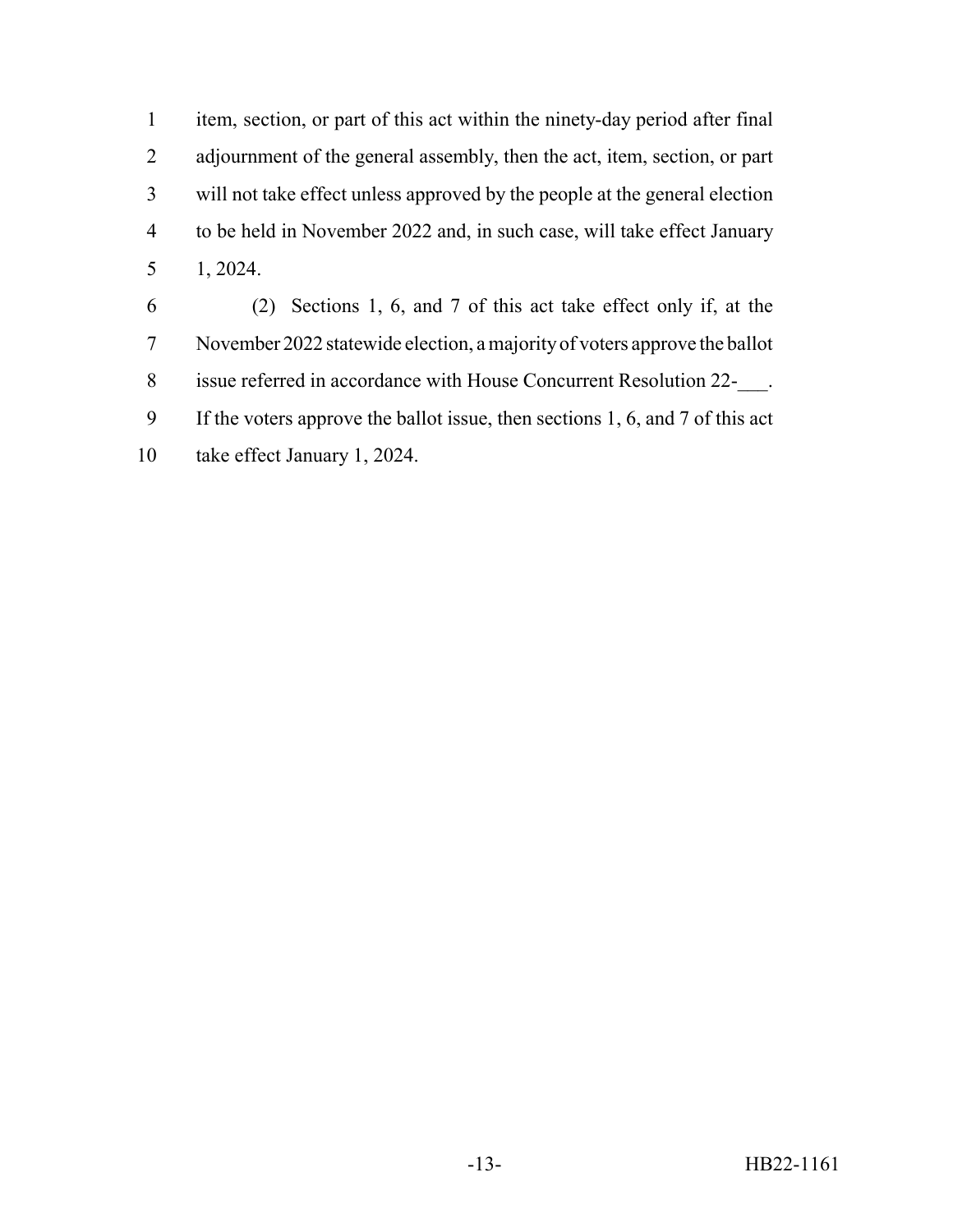item, section, or part of this act within the ninety-day period after final adjournment of the general assembly, then the act, item, section, or part will not take effect unless approved by the people at the general election to be held in November 2022 and, in such case, will take effect January 1, 2024.

(2) Sections 1, 6, and 7 of this act take effect only if, at the November 2022 statewide election, a majority of voters approve the ballot issue referred in accordance with House Concurrent Resolution 22-___. If the voters approve the ballot issue, then sections 1, 6, and 7 of this act take effect January 1, 2024.